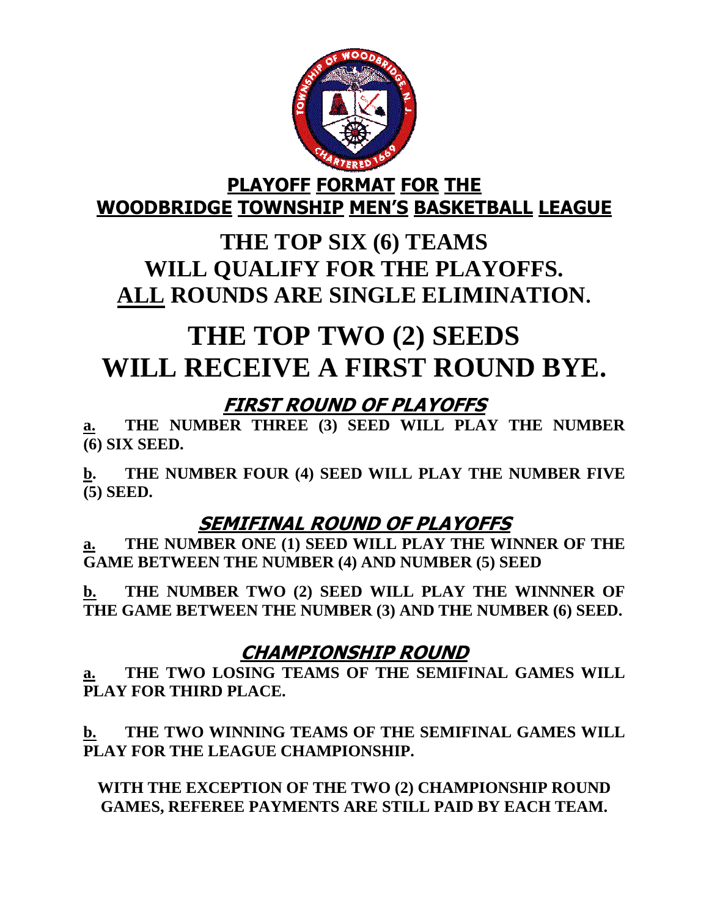# PLAYOFF FORMAT FOR THE WOODBRIDGE TOWNSHIP MEN'S BASKETBALL LEAGUE

## THE TOP SIX (6) TEAMS WILL QUALIFY FOR THE PLAYOFFS. ALL ROUNDS ARE SINGLE ELIMINATION.

# THE TOP TWO (2) SEEDS WILL RECEIVE A FIRST ROUND BYE.

### FIRST ROUND OF PLAYOFFS

**a.** **THE NUMBER THREE (3) SEED WILL PLAY THE NUMBER (6) SIX SEED.**

**b.** **THE NUMBER FOUR (4) SEED WILL PLAY THE NUMBER FIVE (5) SEED.**

### SEMIFINAL ROUND OF PLAYOFFS

**a.** **THE NUMBER ONE (1) SEED WILL PLAY THE WINNER OF THE GAME BETWEEN THE NUMBER (4) AND NUMBER (5) SEED**

**b.** **THE NUMBER TWO (2) SEED WILL PLAY THE WINNNER OF THE GAME BETWEEN THE NUMBER (3) AND THE NUMBER (6) SEED.**

### CHAMPIONSHIP ROUND

**a.** **THE TWO LOSING TEAMS OF THE SEMIFINAL GAMES WILL PLAY FOR THIRD PLACE.**

**b.** **THE TWO WINNING TEAMS OF THE SEMIFINAL GAMES WILL PLAY FOR THE LEAGUE CHAMPIONSHIP.**

**WITH THE EXCEPTION OF THE TWO (2) CHAMPIONSHIP ROUND GAMES, REFEREE PAYMENTS ARE STILL PAID BY EACH TEAM.**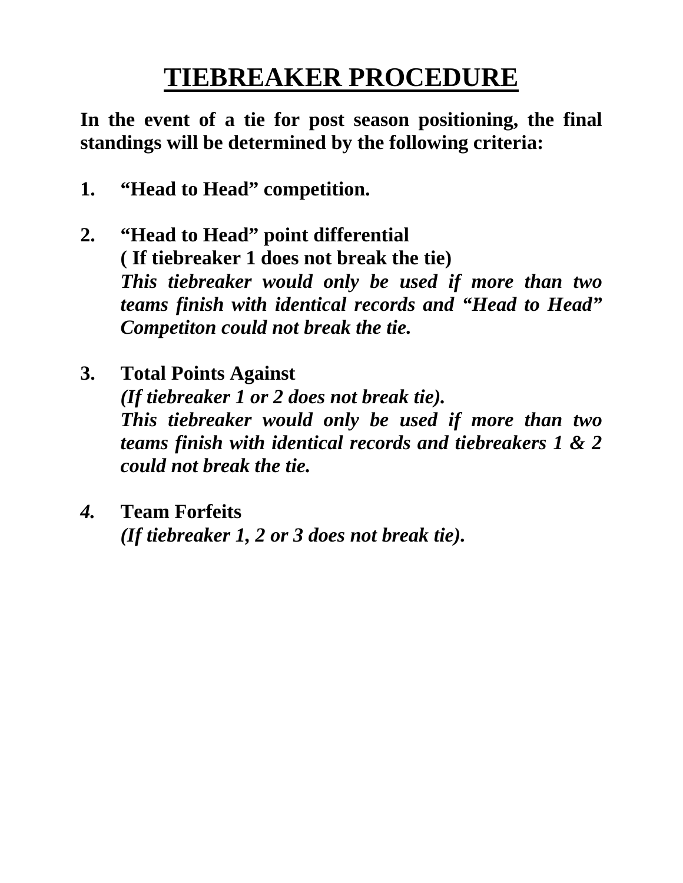# TIEBREAKER PROCEDURE

**In the event of a tie for post season positioning, the final standings will be determined by the following criteria:**

1. **"Head to Head" competition.**

2. **"Head to Head" point differential**
   **( If tiebreaker 1 does not break the tie)**
   ***This tiebreaker would only be used if more than two teams finish with identical records and "Head to Head" Competiton could not break the tie.***

3. **Total Points Against**
   ***(If tiebreaker 1 or 2 does not break tie).***
   ***This tiebreaker would only be used if more than two teams finish with identical records and tiebreakers 1 & 2 could not break the tie.***

4. **Team Forfeits**
   ***(If tiebreaker 1, 2 or 3 does not break tie).***